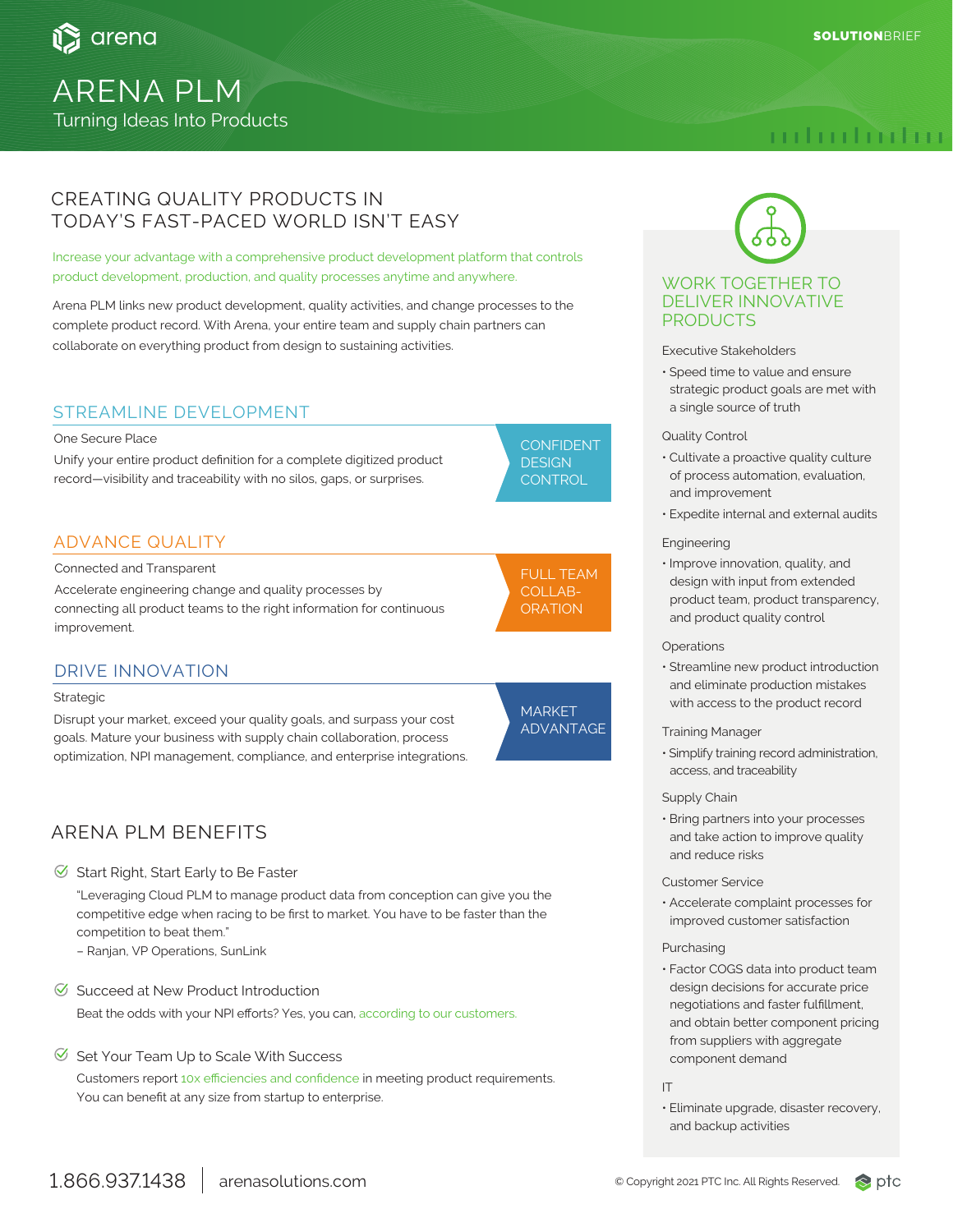arena

SOLUTIONBRIEF

# ARENA PLM

Turning Ideas Into Products

## CREATING QUALITY PRODUCTS IN TODAY'S FAST-PACED WORLD ISN'T EASY

Increase your advantage with a comprehensive product development platform that controls product development, production, and quality processes anytime and anywhere.

Arena PLM links new product development, quality activities, and change processes to the complete product record. With Arena, your entire team and supply chain partners can collaborate on everything product from design to sustaining activities.

### STREAMLINE DEVELOPMENT

One Secure Place

Unify your entire product definition for a complete digitized product record—visibility and traceability with no silos, gaps, or surprises.

**CONFIDENT DESIGN CONTROL**

### ADVANCE QUALITY

Connected and Transparent

Accelerate engineering change and quality processes by connecting all product teams to the right information for continuous improvement.

**FULL TEAM COLLAB-ORATION**

### DRIVE INNOVATION

Strategic

Disrupt your market, exceed your quality goals, and surpass your cost goals. Mature your business with supply chain collaboration, process optimization, NPI management, compliance, and enterprise integrations.

**MARKET ADVANTAGE**

## ARENA PLM BENEFITS

### Start Right, Start Early to Be Faster

"Leveraging Cloud PLM to manage product data from conception can give you the competitive edge when racing to be first to market. You have to be faster than the competition to beat them."
– Ranjan, VP Operations, SunLink

### Succeed at New Product Introduction

Beat the odds with your NPI efforts? Yes, you can, according to our customers.

### Set Your Team Up to Scale With Success

Customers report 10x efficiencies and confidence in meeting product requirements. You can benefit at any size from startup to enterprise.

## WORK TOGETHER TO DELIVER INNOVATIVE PRODUCTS

Executive Stakeholders

- Speed time to value and ensure strategic product goals are met with a single source of truth

Quality Control

- Cultivate a proactive quality culture of process automation, evaluation, and improvement
- Expedite internal and external audits

Engineering

- Improve innovation, quality, and design with input from extended product team, product transparency, and product quality control

Operations

- Streamline new product introduction and eliminate production mistakes with access to the product record

Training Manager

- Simplify training record administration, access, and traceability

Supply Chain

- Bring partners into your processes and take action to improve quality and reduce risks

Customer Service

- Accelerate complaint processes for improved customer satisfaction

Purchasing

- Factor COGS data into product team design decisions for accurate price negotiations and faster fulfillment, and obtain better component pricing from suppliers with aggregate component demand

IT

- Eliminate upgrade, disaster recovery, and backup activities

1.866.937.1438 | arenasolutions.com

© Copyright 2021 PTC Inc. All Rights Reserved. ptc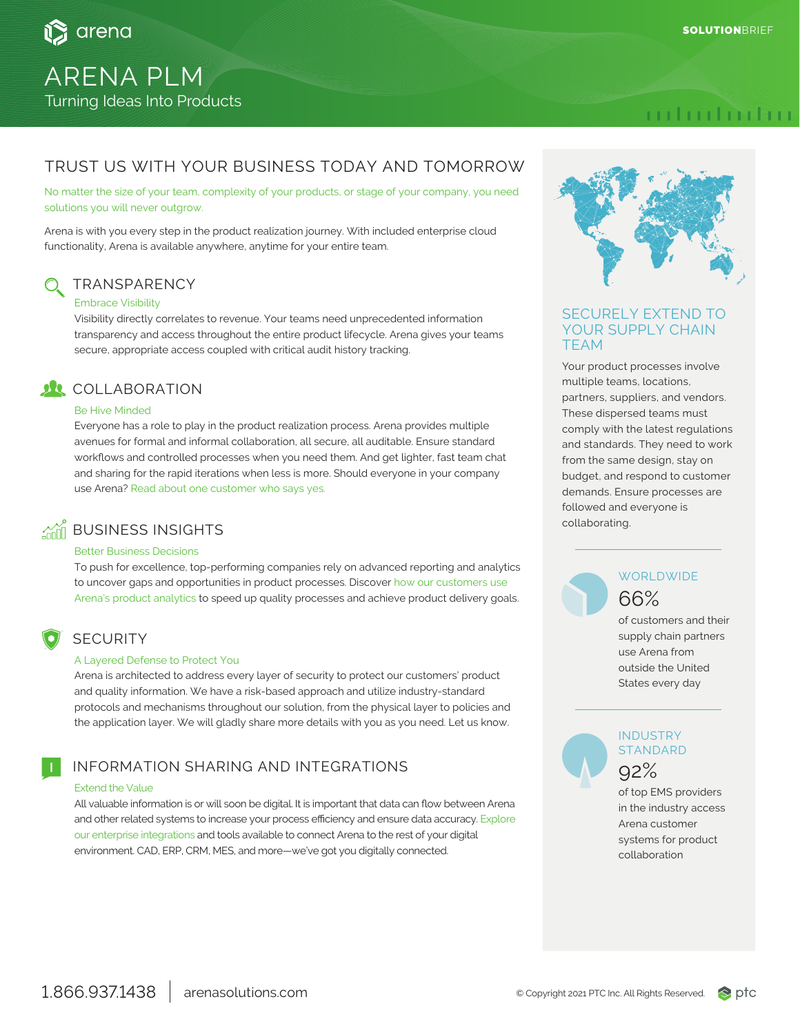# ARENA PLM

Turning Ideas Into Products

SOLUTIONBRIEF

## TRUST US WITH YOUR BUSINESS TODAY AND TOMORROW

No matter the size of your team, complexity of your products, or stage of your company, you need solutions you will never outgrow.

Arena is with you every step in the product realization journey. With included enterprise cloud functionality, Arena is available anywhere, anytime for your entire team.

### TRANSPARENCY

Embrace Visibility

Visibility directly correlates to revenue. Your teams need unprecedented information transparency and access throughout the entire product lifecycle. Arena gives your teams secure, appropriate access coupled with critical audit history tracking.

### COLLABORATION

Be Hive Minded

Everyone has a role to play in the product realization process. Arena provides multiple avenues for formal and informal collaboration, all secure, all auditable. Ensure standard workflows and controlled processes when you need them. And get lighter, fast team chat and sharing for the rapid iterations when less is more. Should everyone in your company use Arena? Read about one customer who says yes.

### BUSINESS INSIGHTS

Better Business Decisions

To push for excellence, top-performing companies rely on advanced reporting and analytics to uncover gaps and opportunities in product processes. Discover how our customers use Arena's product analytics to speed up quality processes and achieve product delivery goals.

### SECURITY

A Layered Defense to Protect You

Arena is architected to address every layer of security to protect our customers' product and quality information. We have a risk-based approach and utilize industry-standard protocols and mechanisms throughout our solution, from the physical layer to policies and the application layer. We will gladly share more details with you as you need. Let us know.

### INFORMATION SHARING AND INTEGRATIONS

Extend the Value

All valuable information is or will soon be digital. It is important that data can flow between Arena and other related systems to increase your process efficiency and ensure data accuracy. Explore our enterprise integrations and tools available to connect Arena to the rest of your digital environment. CAD, ERP, CRM, MES, and more—we've got you digitally connected.

## SECURELY EXTEND TO YOUR SUPPLY CHAIN TEAM

Your product processes involve multiple teams, locations, partners, suppliers, and vendors. These dispersed teams must comply with the latest regulations and standards. They need to work from the same design, stay on budget, and respond to customer demands. Ensure processes are followed and everyone is collaborating.

### WORLDWIDE

66%

of customers and their supply chain partners use Arena from outside the United States every day

### INDUSTRY STANDARD

92%

of top EMS providers in the industry access Arena customer systems for product collaboration

1.866.937.1438 | arenasolutions.com

© Copyright 2021 PTC Inc. All Rights Reserved.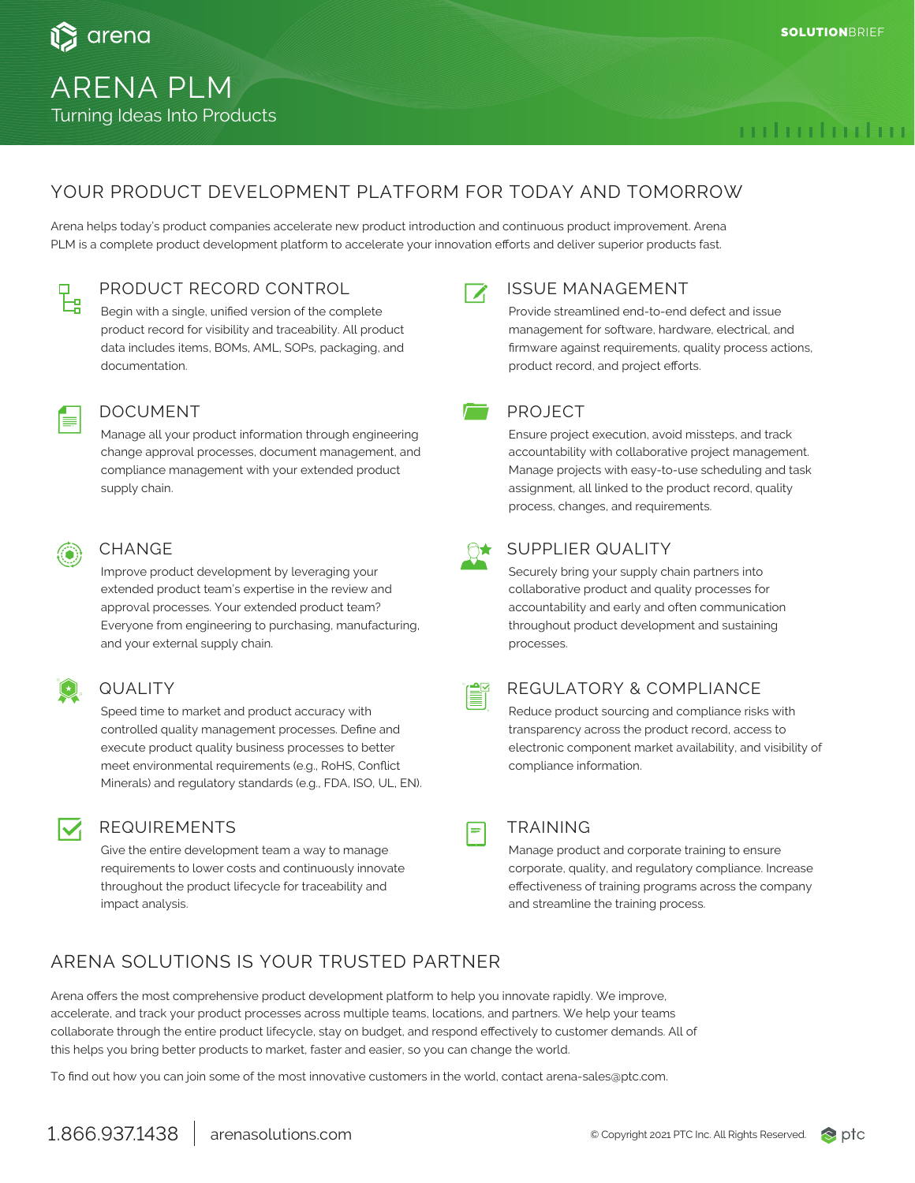# ARENA PLM

Turning Ideas Into Products

SOLUTIONBRIEF

## YOUR PRODUCT DEVELOPMENT PLATFORM FOR TODAY AND TOMORROW

Arena helps today's product companies accelerate new product introduction and continuous product improvement. Arena PLM is a complete product development platform to accelerate your innovation efforts and deliver superior products fast.

### PRODUCT RECORD CONTROL

Begin with a single, unified version of the complete product record for visibility and traceability. All product data includes items, BOMs, AML, SOPs, packaging, and documentation.

### DOCUMENT

Manage all your product information through engineering change approval processes, document management, and compliance management with your extended product supply chain.

### CHANGE

Improve product development by leveraging your extended product team's expertise in the review and approval processes. Your extended product team? Everyone from engineering to purchasing, manufacturing, and your external supply chain.

### QUALITY

Speed time to market and product accuracy with controlled quality management processes. Define and execute product quality business processes to better meet environmental requirements (e.g., RoHS, Conflict Minerals) and regulatory standards (e.g., FDA, ISO, UL, EN).

### REQUIREMENTS

Give the entire development team a way to manage requirements to lower costs and continuously innovate throughout the product lifecycle for traceability and impact analysis.

### ISSUE MANAGEMENT

Provide streamlined end-to-end defect and issue management for software, hardware, electrical, and firmware against requirements, quality process actions, product record, and project efforts.

### PROJECT

Ensure project execution, avoid missteps, and track accountability with collaborative project management. Manage projects with easy-to-use scheduling and task assignment, all linked to the product record, quality process, changes, and requirements.

### SUPPLIER QUALITY

Securely bring your supply chain partners into collaborative product and quality processes for accountability and early and often communication throughout product development and sustaining processes.

### REGULATORY & COMPLIANCE

Reduce product sourcing and compliance risks with transparency across the product record, access to electronic component market availability, and visibility of compliance information.

### TRAINING

Manage product and corporate training to ensure corporate, quality, and regulatory compliance. Increase effectiveness of training programs across the company and streamline the training process.

## ARENA SOLUTIONS IS YOUR TRUSTED PARTNER

Arena offers the most comprehensive product development platform to help you innovate rapidly. We improve, accelerate, and track your product processes across multiple teams, locations, and partners. We help your teams collaborate through the entire product lifecycle, stay on budget, and respond effectively to customer demands. All of this helps you bring better products to market, faster and easier, so you can change the world.

To find out how you can join some of the most innovative customers in the world, contact arena-sales@ptc.com.

1.866.937.1438 | arenasolutions.com

© Copyright 2021 PTC Inc. All Rights Reserved.